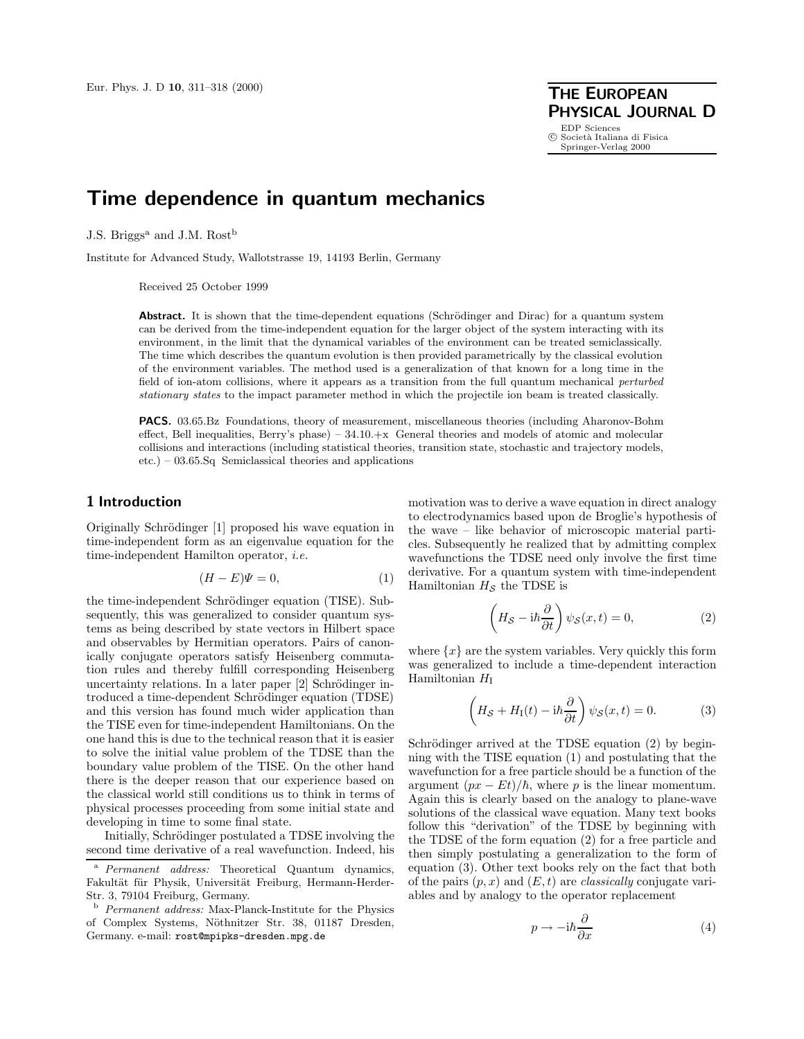# Time dependence in quantum mechanics

J.S. Briggs[a] and J.M. Rost[b]

Institute for Advanced Study, Wallotstrasse 19, 14193 Berlin, Germany

Received 25 October 1999

**Abstract.** It is shown that the time-dependent equations (Schrödinger and Dirac) for a quantum system can be derived from the time-independent equation for the larger object of the system interacting with its environment, in the limit that the dynamical variables of the environment can be treated semiclassically. The time which describes the quantum evolution is then provided parametrically by the classical evolution of the environment variables. The method used is a generalization of that known for a long time in the field of ion-atom collisions, where it appears as a transition from the full quantum mechanical *perturbed stationary states* to the impact parameter method in which the projectile ion beam is treated classically.

**PACS.** 03.65.Bz Foundations, theory of measurement, miscellaneous theories (including Aharonov-Bohm effect, Bell inequalities, Berry's phase) – 34.10.+x General theories and models of atomic and molecular collisions and interactions (including statistical theories, transition state, stochastic and trajectory models, etc.) – 03.65.Sq Semiclassical theories and applications

## 1 Introduction

Originally Schrödinger [1] proposed his wave equation in time-independent form as an eigenvalue equation for the time-independent Hamilton operator, *i.e.*

$$(H - E)\Psi = 0, \tag{1}$$

the time-independent Schrödinger equation (TISE). Subsequently, this was generalized to consider quantum systems as being described by state vectors in Hilbert space and observables by Hermitian operators. Pairs of canonically conjugate operators satisfy Heisenberg commutation rules and thereby fulfill corresponding Heisenberg uncertainty relations. In a later paper [2] Schrödinger introduced a time-dependent Schrödinger equation (TDSE) and this version has found much wider application than the TISE even for time-independent Hamiltonians. On the one hand this is due to the technical reason that it is easier to solve the initial value problem of the TDSE than the boundary value problem of the TISE. On the other hand there is the deeper reason that our experience based on the classical world still conditions us to think in terms of physical processes proceeding from some initial state and developing in time to some final state.

Initially, Schrödinger postulated a TDSE involving the second time derivative of a real wavefunction. Indeed, his motivation was to derive a wave equation in direct analogy to electrodynamics based upon de Broglie's hypothesis of the wave – like behavior of microscopic material particles. Subsequently he realized that by admitting complex wavefunctions the TDSE need only involve the first time derivative. For a quantum system with time-independent Hamiltonian $H_{\mathcal{S}}$ the TDSE is

$$\left(H_{\mathcal{S}} - \mathrm{i}\hbar\frac{\partial}{\partial t}\right)\psi_{\mathcal{S}}(x,t) = 0, \tag{2}$$

where $\{x\}$ are the system variables. Very quickly this form was generalized to include a time-dependent interaction Hamiltonian $H_{\mathrm{I}}$

$$\left(H_{\mathcal{S}} + H_{\mathrm{I}}(t) - \mathrm{i}\hbar\frac{\partial}{\partial t}\right)\psi_{\mathcal{S}}(x,t) = 0. \tag{3}$$

Schrödinger arrived at the TDSE equation (2) by beginning with the TISE equation (1) and postulating that the wavefunction for a free particle should be a function of the argument $(px - Et)/\hbar$, where $p$ is the linear momentum. Again this is clearly based on the analogy to plane-wave solutions of the classical wave equation. Many text books follow this "derivation" of the TDSE by beginning with the TDSE of the form equation (2) for a free particle and then simply postulating a generalization to the form of equation (3). Other text books rely on the fact that both of the pairs $(p, x)$ and $(E, t)$ are *classically* conjugate variables and by analogy to the operator replacement

$$p \to -\mathrm{i}\hbar\frac{\partial}{\partial x} \tag{4}$$

---

[a] *Permanent address:* Theoretical Quantum dynamics, Fakultät für Physik, Universität Freiburg, Hermann-Herder-Str. 3, 79104 Freiburg, Germany.

[b] *Permanent address:* Max-Planck-Institute for the Physics of Complex Systems, Nöthnitzer Str. 38, 01187 Dresden, Germany. e-mail: rost@mpipks-dresden.mpg.de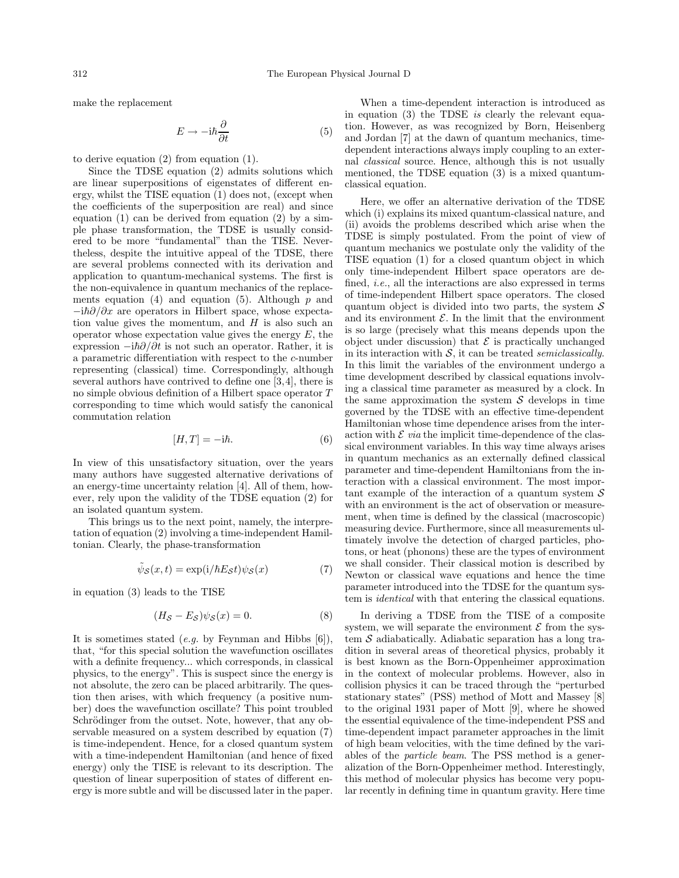make the replacement

$$E \rightarrow -\mathrm{i}\hbar \frac{\partial}{\partial t} \tag{5}$$

to derive equation (2) from equation (1).

Since the TDSE equation (2) admits solutions which are linear superpositions of eigenstates of different energy, whilst the TISE equation (1) does not, (except when the coefficients of the superposition are real) and since equation (1) can be derived from equation (2) by a simple phase transformation, the TDSE is usually considered to be more "fundamental" than the TISE. Nevertheless, despite the intuitive appeal of the TDSE, there are several problems connected with its derivation and application to quantum-mechanical systems. The first is the non-equivalence in quantum mechanics of the replacements equation (4) and equation (5). Although $p$ and $-\mathrm{i}\hbar\partial/\partial x$ are operators in Hilbert space, whose expectation value gives the momentum, and $H$ is also such an operator whose expectation value gives the energy $E$, the expression $-\mathrm{i}\hbar\partial/\partial t$ is not such an operator. Rather, it is a parametric differentiation with respect to the $c$-number representing (classical) time. Correspondingly, although several authors have contrived to define one [3,4], there is no simple obvious definition of a Hilbert space operator $T$ corresponding to time which would satisfy the canonical commutation relation

$$[H, T] = -\mathrm{i}\hbar. \tag{6}$$

In view of this unsatisfactory situation, over the years many authors have suggested alternative derivations of an energy-time uncertainty relation [4]. All of them, however, rely upon the validity of the TDSE equation (2) for an isolated quantum system.

This brings us to the next point, namely, the interpretation of equation (2) involving a time-independent Hamiltonian. Clearly, the phase-transformation

$$\tilde{\psi}_{\mathcal{S}}(x,t) = \exp(\mathrm{i}/\hbar E_{\mathcal{S}} t)\psi_{\mathcal{S}}(x) \tag{7}$$

in equation (3) leads to the TISE

$$(H_{\mathcal{S}} - E_{\mathcal{S}})\psi_{\mathcal{S}}(x) = 0. \tag{8}$$

It is sometimes stated (*e.g.* by Feynman and Hibbs [6]), that, "for this special solution the wavefunction oscillates with a definite frequency... which corresponds, in classical physics, to the energy". This is suspect since the energy is not absolute, the zero can be placed arbitrarily. The question then arises, with which frequency (a positive number) does the wavefunction oscillate? This point troubled Schrödinger from the outset. Note, however, that any observable measured on a system described by equation (7) is time-independent. Hence, for a closed quantum system with a time-independent Hamiltonian (and hence of fixed energy) only the TISE is relevant to its description. The question of linear superposition of states of different energy is more subtle and will be discussed later in the paper.

When a time-dependent interaction is introduced as in equation (3) the TDSE *is* clearly the relevant equation. However, as was recognized by Born, Heisenberg and Jordan [7] at the dawn of quantum mechanics, time-dependent interactions always imply coupling to an external *classical* source. Hence, although this is not usually mentioned, the TDSE equation (3) is a mixed quantum-classical equation.

Here, we offer an alternative derivation of the TDSE which (i) explains its mixed quantum-classical nature, and (ii) avoids the problems described which arise when the TDSE is simply postulated. From the point of view of quantum mechanics we postulate only the validity of the TISE equation (1) for a closed quantum object in which only time-independent Hilbert space operators are defined, *i.e.*, all the interactions are also expressed in terms of time-independent Hilbert space operators. The closed quantum object is divided into two parts, the system $\mathcal{S}$ and its environment $\mathcal{E}$. In the limit that the environment is so large (precisely what this means depends upon the object under discussion) that $\mathcal{E}$ is practically unchanged in its interaction with $\mathcal{S}$, it can be treated *semiclassically*. In this limit the variables of the environment undergo a time development described by classical equations involving a classical time parameter as measured by a clock. In the same approximation the system $\mathcal{S}$ develops in time governed by the TDSE with an effective time-dependent Hamiltonian whose time dependence arises from the interaction with $\mathcal{E}$ *via* the implicit time-dependence of the classical environment variables. In this way time always arises in quantum mechanics as an externally defined classical parameter and time-dependent Hamiltonians from the interaction with a classical environment. The most important example of the interaction of a quantum system $\mathcal{S}$ with an environment is the act of observation or measurement, when time is defined by the classical (macroscopic) measuring device. Furthermore, since all measurements ultimately involve the detection of charged particles, photons, or heat (phonons) these are the types of environment we shall consider. Their classical motion is described by Newton or classical wave equations and hence the time parameter introduced into the TDSE for the quantum system is *identical* with that entering the classical equations.

In deriving a TDSE from the TISE of a composite system, we will separate the environment $\mathcal{E}$ from the system $\mathcal{S}$ adiabatically. Adiabatic separation has a long tradition in several areas of theoretical physics, probably it is best known as the Born-Oppenheimer approximation in the context of molecular problems. However, also in collision physics it can be traced through the "perturbed stationary states" (PSS) method of Mott and Massey [8] to the original 1931 paper of Mott [9], where he showed the essential equivalence of the time-independent PSS and time-dependent impact parameter approaches in the limit of high beam velocities, with the time defined by the variables of the *particle beam*. The PSS method is a generalization of the Born-Oppenheimer method. Interestingly, this method of molecular physics has become very popular recently in defining time in quantum gravity. Here time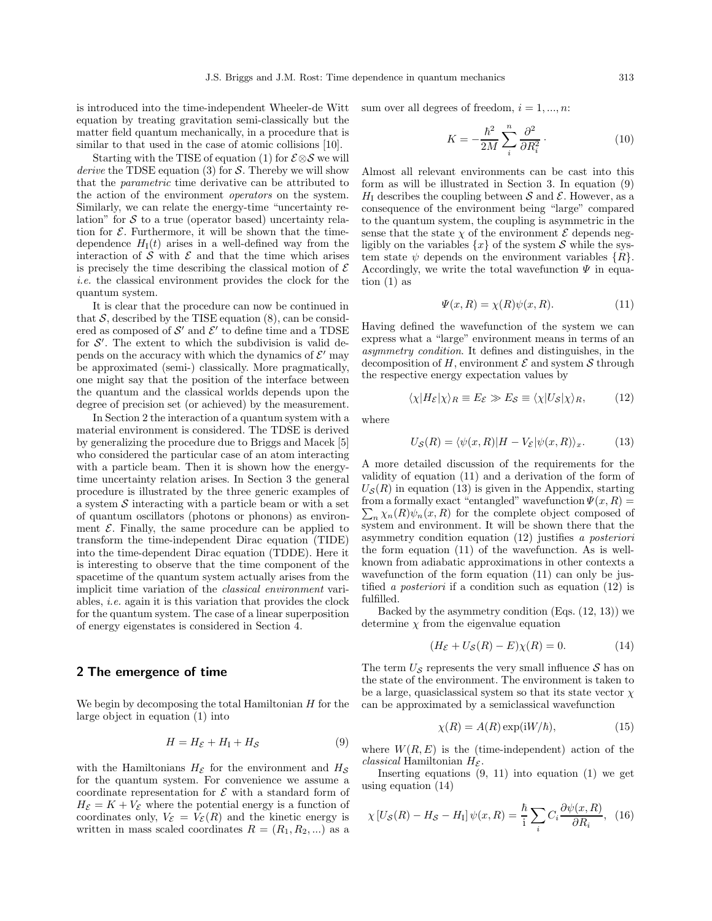is introduced into the time-independent Wheeler-de Witt equation by treating gravitation semi-classically but the matter field quantum mechanically, in a procedure that is similar to that used in the case of atomic collisions [10].

Starting with the TISE of equation (1) for $\mathcal{E}\otimes\mathcal{S}$ we will *derive* the TDSE equation (3) for $\mathcal{S}$. Thereby we will show that the *parametric* time derivative can be attributed to the action of the environment *operators* on the system. Similarly, we can relate the energy-time "uncertainty relation" for $\mathcal{S}$ to a true (operator based) uncertainty relation for $\mathcal{E}$. Furthermore, it will be shown that the time-dependence $H_\mathrm{I}(t)$ arises in a well-defined way from the interaction of $\mathcal{S}$ with $\mathcal{E}$ and that the time which arises is precisely the time describing the classical motion of $\mathcal{E}$ *i.e.* the classical environment provides the clock for the quantum system.

It is clear that the procedure can now be continued in that $\mathcal{S}$, described by the TISE equation (8), can be considered as composed of $\mathcal{S}'$ and $\mathcal{E}'$ to define time and a TDSE for $\mathcal{S}'$. The extent to which the subdivision is valid depends on the accuracy with which the dynamics of $\mathcal{E}'$ may be approximated (semi-) classically. More pragmatically, one might say that the position of the interface between the quantum and the classical worlds depends upon the degree of precision set (or achieved) by the measurement.

In Section 2 the interaction of a quantum system with a material environment is considered. The TDSE is derived by generalizing the procedure due to Briggs and Macek [5] who considered the particular case of an atom interacting with a particle beam. Then it is shown how the energy-time uncertainty relation arises. In Section 3 the general procedure is illustrated by the three generic examples of a system $\mathcal{S}$ interacting with a particle beam or with a set of quantum oscillators (photons or phonons) as environment $\mathcal{E}$. Finally, the same procedure can be applied to transform the time-independent Dirac equation (TIDE) into the time-dependent Dirac equation (TDDE). Here it is interesting to observe that the time component of the spacetime of the quantum system actually arises from the implicit time variation of the *classical environment* variables, *i.e.* again it is this variation that provides the clock for the quantum system. The case of a linear superposition of energy eigenstates is considered in Section 4.

## 2 The emergence of time

We begin by decomposing the total Hamiltonian $H$ for the large object in equation (1) into

$$H = H_\mathcal{E} + H_\mathrm{I} + H_\mathcal{S} \tag{9}$$

with the Hamiltonians $H_\mathcal{E}$ for the environment and $H_\mathcal{S}$ for the quantum system. For convenience we assume a coordinate representation for $\mathcal{E}$ with a standard form of $H_\mathcal{E} = K + V_\mathcal{E}$ where the potential energy is a function of coordinates only, $V_\mathcal{E} = V_\mathcal{E}(R)$ and the kinetic energy is written in mass scaled coordinates $R = (R_1, R_2, ...)$ as a sum over all degrees of freedom, $i = 1, ..., n$:

$$K = -\frac{\hbar^2}{2M}\sum_i^n \frac{\partial^2}{\partial R_i^2}\,. \tag{10}$$

Almost all relevant environments can be cast into this form as will be illustrated in Section 3. In equation (9) $H_\mathrm{I}$ describes the coupling between $\mathcal{S}$ and $\mathcal{E}$. However, as a consequence of the environment being "large" compared to the quantum system, the coupling is asymmetric in the sense that the state $\chi$ of the environment $\mathcal{E}$ depends negligibly on the variables $\{x\}$ of the system $\mathcal{S}$ while the system state $\psi$ depends on the environment variables $\{R\}$. Accordingly, we write the total wavefunction $\Psi$ in equation (1) as

$$\Psi(x, R) = \chi(R)\psi(x, R). \tag{11}$$

Having defined the wavefunction of the system we can express what a "large" environment means in terms of an *asymmetry condition*. It defines and distinguishes, in the decomposition of $H$, environment $\mathcal{E}$ and system $\mathcal{S}$ through the respective energy expectation values by

$$\langle\chi|H_\mathcal{E}|\chi\rangle_R \equiv E_\mathcal{E} \gg E_\mathcal{S} \equiv \langle\chi|U_\mathcal{S}|\chi\rangle_R, \tag{12}$$

where

$$U_\mathcal{S}(R) = \langle\psi(x, R)|H - V_\mathcal{E}|\psi(x, R)\rangle_x. \tag{13}$$

A more detailed discussion of the requirements for the validity of equation (11) and a derivation of the form of $U_\mathcal{S}(R)$ in equation (13) is given in the Appendix, starting from a formally exact "entangled" wavefunction $\Psi(x, R) = \sum_n \chi_n(R)\psi_n(x, R)$ for the complete object composed of system and environment. It will be shown there that the asymmetry condition equation (12) justifies *a posteriori* the form equation (11) of the wavefunction. As is well-known from adiabatic approximations in other contexts a wavefunction of the form equation (11) can only be justified *a posteriori* if a condition such as equation (12) is fulfilled.

Backed by the asymmetry condition (Eqs. (12, 13)) we determine $\chi$ from the eigenvalue equation

$$(H_\mathcal{E} + U_\mathcal{S}(R) - E)\chi(R) = 0. \tag{14}$$

The term $U_\mathcal{S}$ represents the very small influence $\mathcal{S}$ has on the state of the environment. The environment is taken to be a large, quasiclassical system so that its state vector $\chi$ can be approximated by a semiclassical wavefunction

$$\chi(R) = A(R)\exp(\mathrm{i}W/\hbar), \tag{15}$$

where $W(R, E)$ is the (time-independent) action of the *classical* Hamiltonian $H_\mathcal{E}$.

Inserting equations (9, 11) into equation (1) we get using equation (14)

$$\chi\left[U_\mathcal{S}(R) - H_\mathcal{S} - H_\mathrm{I}\right]\psi(x, R) = \frac{\hbar}{\mathrm{i}}\sum_i C_i\frac{\partial\psi(x, R)}{\partial R_i}, \tag{16}$$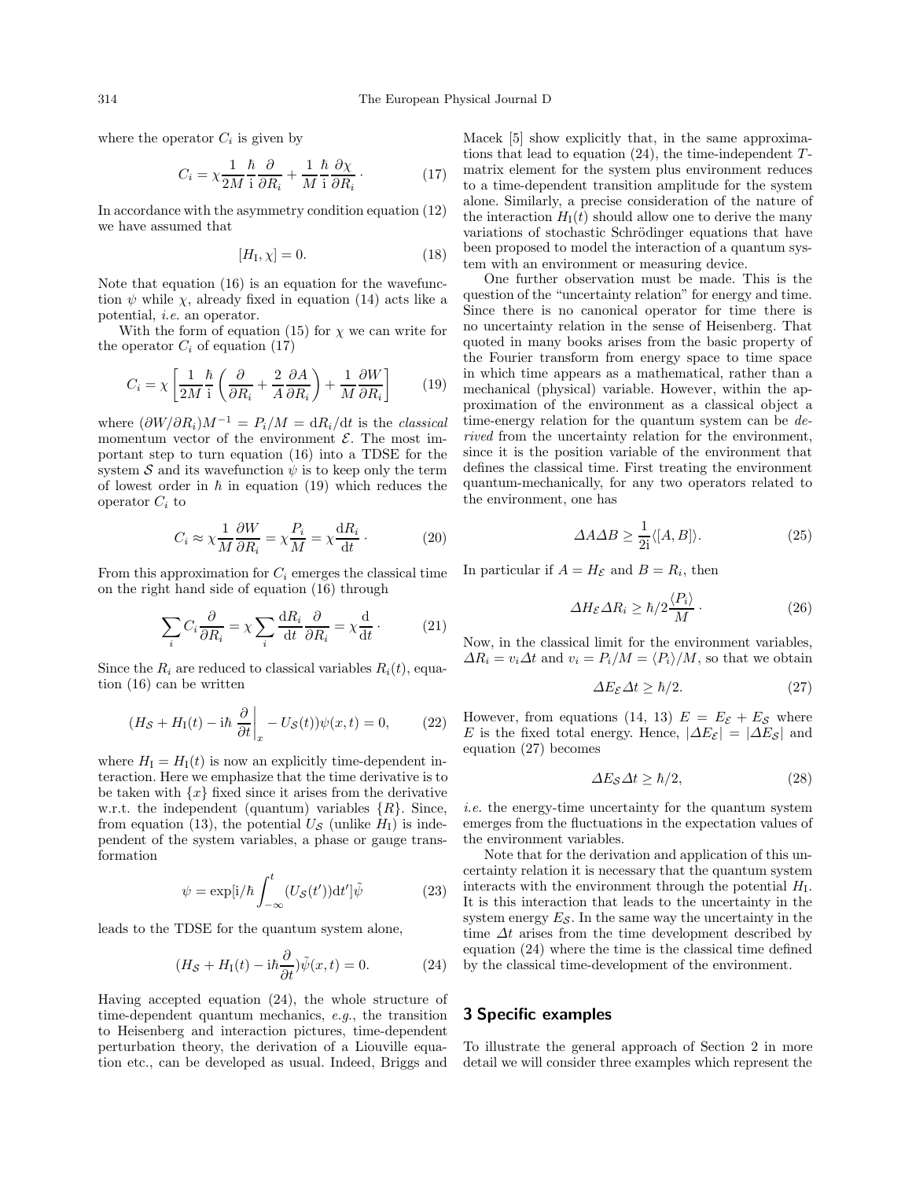where the operator $C_i$ is given by

$$C_i = \chi \frac{1}{2M} \frac{\hbar}{\mathrm{i}} \frac{\partial}{\partial R_i} + \frac{1}{M} \frac{\hbar}{\mathrm{i}} \frac{\partial \chi}{\partial R_i} \cdot \tag{17}$$

In accordance with the asymmetry condition equation (12) we have assumed that

$$[H_\mathrm{I}, \chi] = 0. \tag{18}$$

Note that equation (16) is an equation for the wavefunction $\psi$ while $\chi$, already fixed in equation (14) acts like a potential, *i.e.* an operator.

With the form of equation (15) for $\chi$ we can write for the operator $C_i$ of equation (17)

$$C_i = \chi \left[ \frac{1}{2M} \frac{\hbar}{\mathrm{i}} \left( \frac{\partial}{\partial R_i} + \frac{2}{A} \frac{\partial A}{\partial R_i} \right) + \frac{1}{M} \frac{\partial W}{\partial R_i} \right] \tag{19}$$

where $(\partial W / \partial R_i) M^{-1} = P_i / M = \mathrm{d}R_i / \mathrm{d}t$ is the *classical* momentum vector of the environment $\mathcal{E}$. The most important step to turn equation (16) into a TDSE for the system $\mathcal{S}$ and its wavefunction $\psi$ is to keep only the term of lowest order in $\hbar$ in equation (19) which reduces the operator $C_i$ to

$$C_i \approx \chi \frac{1}{M} \frac{\partial W}{\partial R_i} = \chi \frac{P_i}{M} = \chi \frac{\mathrm{d}R_i}{\mathrm{d}t} \cdot \tag{20}$$

From this approximation for $C_i$ emerges the classical time on the right hand side of equation (16) through

$$\sum_i C_i \frac{\partial}{\partial R_i} = \chi \sum_i \frac{\mathrm{d}R_i}{\mathrm{d}t} \frac{\partial}{\partial R_i} = \chi \frac{\mathrm{d}}{\mathrm{d}t} \cdot \tag{21}$$

Since the $R_i$ are reduced to classical variables $R_i(t)$, equation (16) can be written

$$(H_\mathcal{S} + H_\mathrm{I}(t) - \mathrm{i}\hbar \left. \frac{\partial}{\partial t} \right|_x - U_\mathcal{S}(t)) \psi(x,t) = 0, \tag{22}$$

where $H_\mathrm{I} = H_\mathrm{I}(t)$ is now an explicitly time-dependent interaction. Here we emphasize that the time derivative is to be taken with $\{x\}$ fixed since it arises from the derivative w.r.t. the independent (quantum) variables $\{R\}$. Since, from equation (13), the potential $U_\mathcal{S}$ (unlike $H_\mathrm{I}$) is independent of the system variables, a phase or gauge transformation

$$\psi = \exp[\mathrm{i}/\hbar \int_{-\infty}^{t} (U_\mathcal{S}(t')) \mathrm{d}t'] \tilde{\psi} \tag{23}$$

leads to the TDSE for the quantum system alone,

$$(H_\mathcal{S} + H_\mathrm{I}(t) - \mathrm{i}\hbar \frac{\partial}{\partial t}) \tilde{\psi}(x,t) = 0. \tag{24}$$

Having accepted equation (24), the whole structure of time-dependent quantum mechanics, *e.g.*, the transition to Heisenberg and interaction pictures, time-dependent perturbation theory, the derivation of a Liouville equation etc., can be developed as usual. Indeed, Briggs and Macek [5] show explicitly that, in the same approximations that lead to equation (24), the time-independent $T$-matrix element for the system plus environment reduces to a time-dependent transition amplitude for the system alone. Similarly, a precise consideration of the nature of the interaction $H_\mathrm{I}(t)$ should allow one to derive the many variations of stochastic Schrödinger equations that have been proposed to model the interaction of a quantum system with an environment or measuring device.

One further observation must be made. This is the question of the "uncertainty relation" for energy and time. Since there is no canonical operator for time there is no uncertainty relation in the sense of Heisenberg. That quoted in many books arises from the basic property of the Fourier transform from energy space to time space in which time appears as a mathematical, rather than a mechanical (physical) variable. However, within the approximation of the environment as a classical object a time-energy relation for the quantum system can be *derived* from the uncertainty relation for the environment, since it is the position variable of the environment that defines the classical time. First treating the environment quantum-mechanically, for any two operators related to the environment, one has

$$\Delta A \Delta B \geq \frac{1}{2\mathrm{i}} \langle [A, B] \rangle. \tag{25}$$

In particular if $A = H_\mathcal{E}$ and $B = R_i$, then

$$\Delta H_\mathcal{E} \Delta R_i \geq \hbar/2 \frac{\langle P_i \rangle}{M} \cdot \tag{26}$$

Now, in the classical limit for the environment variables, $\Delta R_i = v_i \Delta t$ and $v_i = P_i/M = \langle P_i \rangle / M$, so that we obtain

$$\Delta E_\mathcal{E} \Delta t \geq \hbar/2. \tag{27}$$

However, from equations (14, 13) $E = E_\mathcal{E} + E_\mathcal{S}$ where $E$ is the fixed total energy. Hence, $|\Delta E_\mathcal{E}| = |\Delta E_\mathcal{S}|$ and equation (27) becomes

$$\Delta E_\mathcal{S} \Delta t \geq \hbar/2, \tag{28}$$

*i.e.* the energy-time uncertainty for the quantum system emerges from the fluctuations in the expectation values of the environment variables.

Note that for the derivation and application of this uncertainty relation it is necessary that the quantum system interacts with the environment through the potential $H_\mathrm{I}$. It is this interaction that leads to the uncertainty in the system energy $E_\mathcal{S}$. In the same way the uncertainty in the time $\Delta t$ arises from the time development described by equation (24) where the time is the classical time defined by the classical time-development of the environment.

## 3 Specific examples

To illustrate the general approach of Section 2 in more detail we will consider three examples which represent the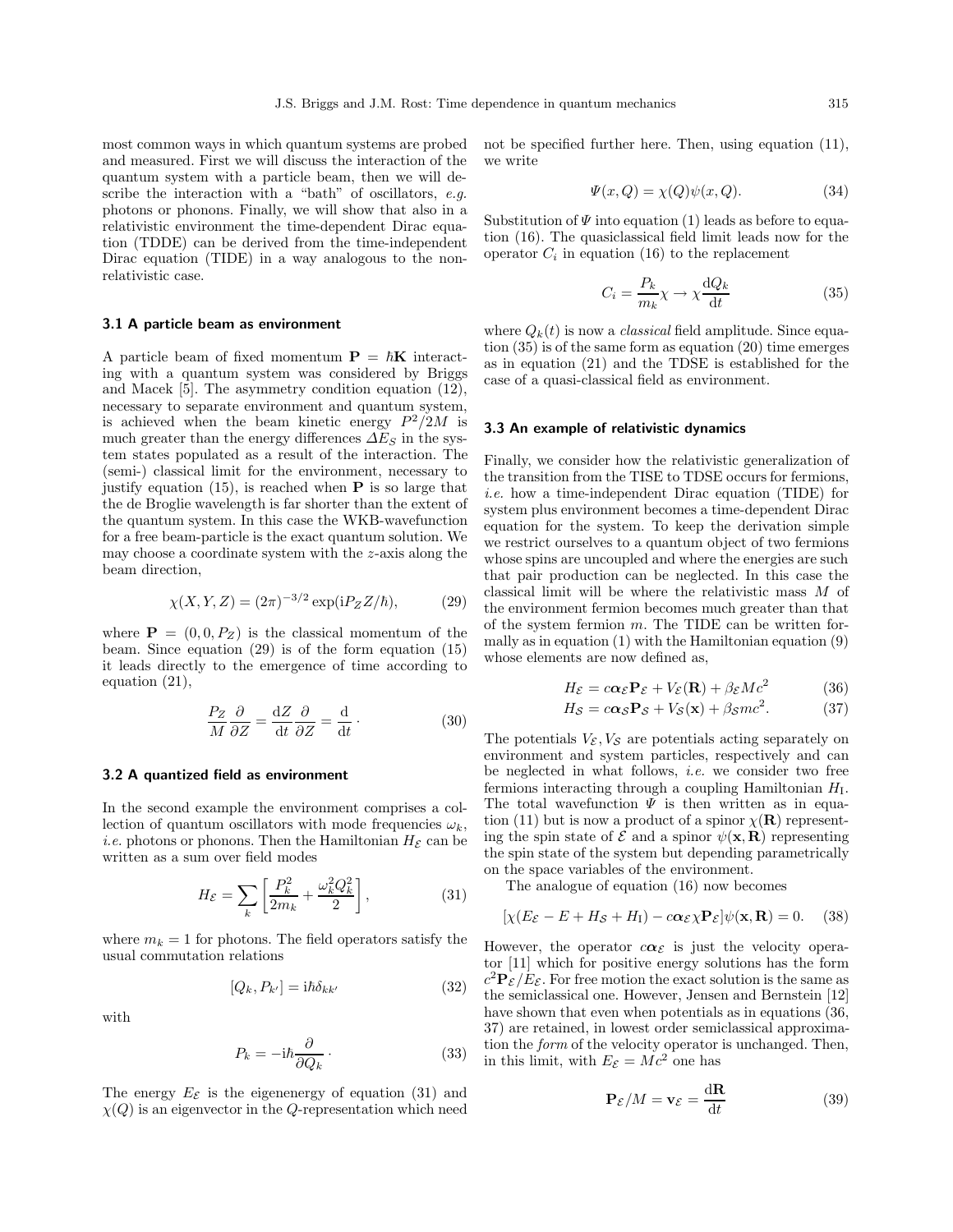most common ways in which quantum systems are probed and measured. First we will discuss the interaction of the quantum system with a particle beam, then we will describe the interaction with a "bath" of oscillators, *e.g.* photons or phonons. Finally, we will show that also in a relativistic environment the time-dependent Dirac equation (TDDE) can be derived from the time-independent Dirac equation (TIDE) in a way analogous to the non-relativistic case.

### 3.1 A particle beam as environment

A particle beam of fixed momentum $\mathbf{P} = \hbar\mathbf{K}$ interacting with a quantum system was considered by Briggs and Macek [5]. The asymmetry condition equation (12), necessary to separate environment and quantum system, is achieved when the beam kinetic energy $P^2/2M$ is much greater than the energy differences $\Delta E_S$ in the system states populated as a result of the interaction. The (semi-) classical limit for the environment, necessary to justify equation (15), is reached when $\mathbf{P}$ is so large that the de Broglie wavelength is far shorter than the extent of the quantum system. In this case the WKB-wavefunction for a free beam-particle is the exact quantum solution. We may choose a coordinate system with the $z$-axis along the beam direction,

$$\chi(X,Y,Z) = (2\pi)^{-3/2}\exp(\mathrm{i}P_Z Z/\hbar), \tag{29}$$

where $\mathbf{P} = (0, 0, P_Z)$ is the classical momentum of the beam. Since equation (29) is of the form equation (15) it leads directly to the emergence of time according to equation (21),

$$\frac{P_Z}{M}\frac{\partial}{\partial Z} = \frac{\mathrm{d}Z}{\mathrm{d}t}\frac{\partial}{\partial Z} = \frac{\mathrm{d}}{\mathrm{d}t}\cdot \tag{30}$$

### 3.2 A quantized field as environment

In the second example the environment comprises a collection of quantum oscillators with mode frequencies $\omega_k$, *i.e.* photons or phonons. Then the Hamiltonian $H_\mathcal{E}$ can be written as a sum over field modes

$$H_\mathcal{E} = \sum_k \left[\frac{P_k^2}{2m_k} + \frac{\omega_k^2 Q_k^2}{2}\right], \tag{31}$$

where $m_k = 1$ for photons. The field operators satisfy the usual commutation relations

$$[Q_k, P_{k'}] = \mathrm{i}\hbar\delta_{kk'} \tag{32}$$

with

$$P_k = -\mathrm{i}\hbar\frac{\partial}{\partial Q_k}\cdot \tag{33}$$

The energy $E_\mathcal{E}$ is the eigenenergy of equation (31) and $\chi(Q)$ is an eigenvector in the $Q$-representation which need not be specified further here. Then, using equation (11), we write

$$\Psi(x,Q) = \chi(Q)\psi(x,Q). \tag{34}$$

Substitution of $\Psi$ into equation (1) leads as before to equation (16). The quasiclassical field limit leads now for the operator $C_i$ in equation (16) to the replacement

$$C_i = \frac{P_k}{m_k}\chi \to \chi\frac{\mathrm{d}Q_k}{\mathrm{d}t} \tag{35}$$

where $Q_k(t)$ is now a *classical* field amplitude. Since equation (35) is of the same form as equation (20) time emerges as in equation (21) and the TDSE is established for the case of a quasi-classical field as environment.

### 3.3 An example of relativistic dynamics

Finally, we consider how the relativistic generalization of the transition from the TISE to TDSE occurs for fermions, *i.e.* how a time-independent Dirac equation (TIDE) for system plus environment becomes a time-dependent Dirac equation for the system. To keep the derivation simple we restrict ourselves to a quantum object of two fermions whose spins are uncoupled and where the energies are such that pair production can be neglected. In this case the classical limit will be where the relativistic mass $M$ of the environment fermion becomes much greater than that of the system fermion $m$. The TIDE can be written formally as in equation (1) with the Hamiltonian equation (9) whose elements are now defined as,

$$H_\mathcal{E} = c\boldsymbol{\alpha}_\mathcal{E}\mathbf{P}_\mathcal{E} + V_\mathcal{E}(\mathbf{R}) + \beta_\mathcal{E}Mc^2 \tag{36}$$

$$H_\mathcal{S} = c\boldsymbol{\alpha}_\mathcal{S}\mathbf{P}_\mathcal{S} + V_\mathcal{S}(\mathbf{x}) + \beta_\mathcal{S}mc^2. \tag{37}$$

The potentials $V_\mathcal{E}, V_\mathcal{S}$ are potentials acting separately on environment and system particles, respectively and can be neglected in what follows, *i.e.* we consider two free fermions interacting through a coupling Hamiltonian $H_\mathrm{I}$. The total wavefunction $\Psi$ is then written as in equation (11) but is now a product of a spinor $\chi(\mathbf{R})$ representing the spin state of $\mathcal{E}$ and a spinor $\psi(\mathbf{x},\mathbf{R})$ representing the spin state of the system but depending parametrically on the space variables of the environment.

The analogue of equation (16) now becomes

$$[\chi(E_\mathcal{E} - E + H_\mathcal{S} + H_\mathrm{I}) - c\boldsymbol{\alpha}_\mathcal{E}\chi\mathbf{P}_\mathcal{E}]\psi(\mathbf{x},\mathbf{R}) = 0. \tag{38}$$

However, the operator $c\boldsymbol{\alpha}_\mathcal{E}$ is just the velocity operator [11] which for positive energy solutions has the form $c^2\mathbf{P}_\mathcal{E}/E_\mathcal{E}$. For free motion the exact solution is the same as the semiclassical one. However, Jensen and Bernstein [12] have shown that even when potentials as in equations (36, 37) are retained, in lowest order semiclassical approximation the *form* of the velocity operator is unchanged. Then, in this limit, with $E_\mathcal{E} = Mc^2$ one has

$$\mathbf{P}_\mathcal{E}/M = \mathbf{v}_\mathcal{E} = \frac{\mathrm{d}\mathbf{R}}{\mathrm{d}t} \tag{39}$$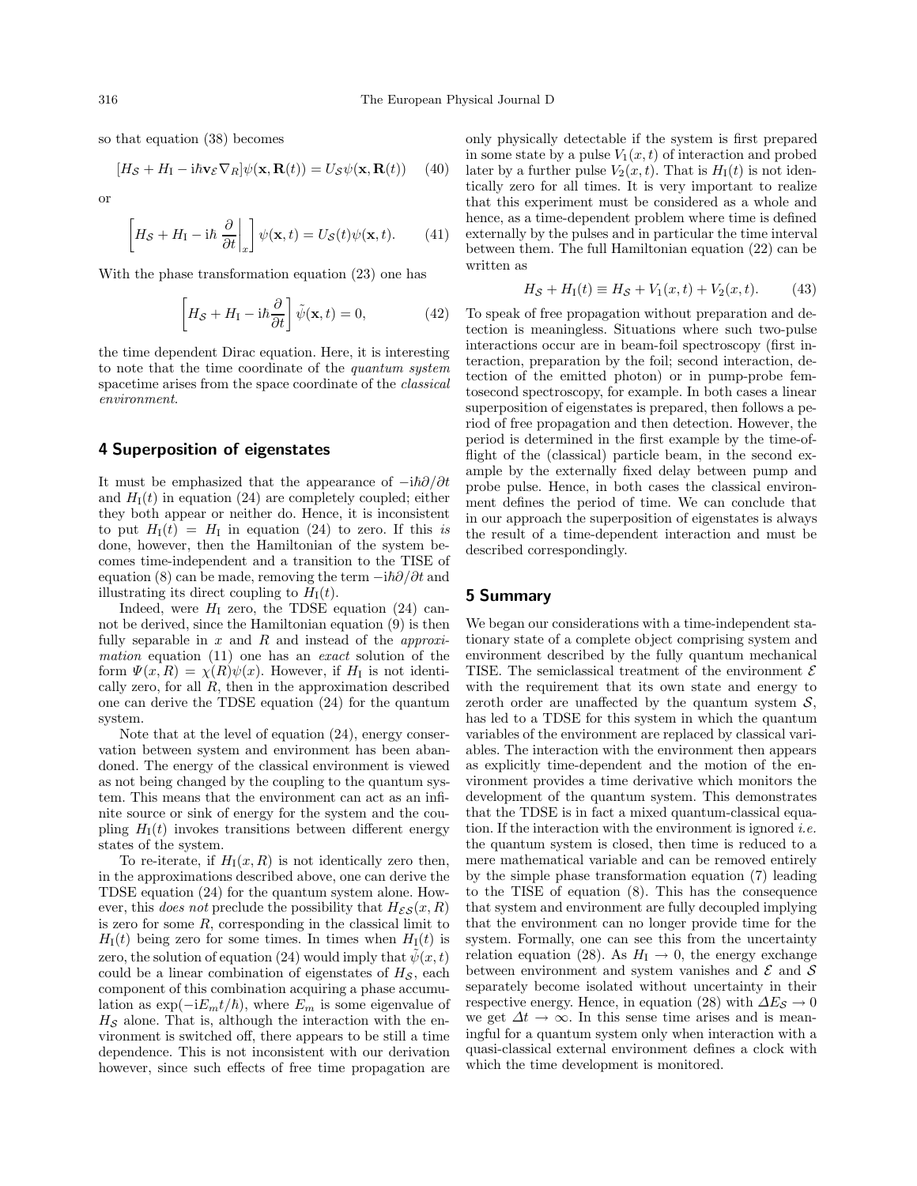so that equation (38) becomes

$$[H_{\mathcal{S}} + H_{\mathrm{I}} - \mathrm{i}\hbar \mathbf{v}_{\mathcal{E}} \nabla_R]\psi(\mathbf{x}, \mathbf{R}(t)) = U_{\mathcal{S}}\psi(\mathbf{x}, \mathbf{R}(t)) \quad (40)$$

or

$$\left[H_{\mathcal{S}} + H_{\mathrm{I}} - \mathrm{i}\hbar \left.\frac{\partial}{\partial t}\right|_x\right]\psi(\mathbf{x}, t) = U_{\mathcal{S}}(t)\psi(\mathbf{x}, t). \quad (41)$$

With the phase transformation equation (23) one has

$$\left[H_{\mathcal{S}} + H_{\mathrm{I}} - \mathrm{i}\hbar \frac{\partial}{\partial t}\right]\tilde{\psi}(\mathbf{x}, t) = 0, \quad (42)$$

the time dependent Dirac equation. Here, it is interesting to note that the time coordinate of the *quantum system* spacetime arises from the space coordinate of the *classical environment*.

## 4 Superposition of eigenstates

It must be emphasized that the appearance of $-\mathrm{i}\hbar\partial/\partial t$ and $H_{\mathrm{I}}(t)$ in equation (24) are completely coupled; either they both appear or neither do. Hence, it is inconsistent to put $H_{\mathrm{I}}(t) = H_{\mathrm{I}}$ in equation (24) to zero. If this *is* done, however, then the Hamiltonian of the system becomes time-independent and a transition to the TISE of equation (8) can be made, removing the term $-\mathrm{i}\hbar\partial/\partial t$ and illustrating its direct coupling to $H_{\mathrm{I}}(t)$.

Indeed, were $H_{\mathrm{I}}$ zero, the TDSE equation (24) cannot be derived, since the Hamiltonian equation (9) is then fully separable in $x$ and $R$ and instead of the *approximation* equation (11) one has an *exact* solution of the form $\Psi(x, R) = \chi(R)\psi(x)$. However, if $H_{\mathrm{I}}$ is not identically zero, for all $R$, then in the approximation described one can derive the TDSE equation (24) for the quantum system.

Note that at the level of equation (24), energy conservation between system and environment has been abandoned. The energy of the classical environment is viewed as not being changed by the coupling to the quantum system. This means that the environment can act as an infinite source or sink of energy for the system and the coupling $H_{\mathrm{I}}(t)$ invokes transitions between different energy states of the system.

To re-iterate, if $H_{\mathrm{I}}(x, R)$ is not identically zero then, in the approximations described above, one can derive the TDSE equation (24) for the quantum system alone. However, this *does not* preclude the possibility that $H_{\mathcal{ES}}(x, R)$ is zero for some $R$, corresponding in the classical limit to $H_{\mathrm{I}}(t)$ being zero for some times. In times when $H_{\mathrm{I}}(t)$ is zero, the solution of equation (24) would imply that $\tilde{\psi}(x, t)$ could be a linear combination of eigenstates of $H_{\mathcal{S}}$, each component of this combination acquiring a phase accumulation as $\exp(-\mathrm{i}E_m t/\hbar)$, where $E_m$ is some eigenvalue of $H_{\mathcal{S}}$ alone. That is, although the interaction with the environment is switched off, there appears to be still a time dependence. This is not inconsistent with our derivation however, since such effects of free time propagation are only physically detectable if the system is first prepared in some state by a pulse $V_1(x, t)$ of interaction and probed later by a further pulse $V_2(x, t)$. That is $H_{\mathrm{I}}(t)$ is not identically zero for all times. It is very important to realize that this experiment must be considered as a whole and hence, as a time-dependent problem where time is defined externally by the pulses and in particular the time interval between them. The full Hamiltonian equation (22) can be written as

$$H_{\mathcal{S}} + H_{\mathrm{I}}(t) \equiv H_{\mathcal{S}} + V_1(x, t) + V_2(x, t). \quad (43)$$

To speak of free propagation without preparation and detection is meaningless. Situations where such two-pulse interactions occur are in beam-foil spectroscopy (first interaction, preparation by the foil; second interaction, detection of the emitted photon) or in pump-probe femtosecond spectroscopy, for example. In both cases a linear superposition of eigenstates is prepared, then follows a period of free propagation and then detection. However, the period is determined in the first example by the time-of-flight of the (classical) particle beam, in the second example by the externally fixed delay between pump and probe pulse. Hence, in both cases the classical environment defines the period of time. We can conclude that in our approach the superposition of eigenstates is always the result of a time-dependent interaction and must be described correspondingly.

## 5 Summary

We began our considerations with a time-independent stationary state of a complete object comprising system and environment described by the fully quantum mechanical TISE. The semiclassical treatment of the environment $\mathcal{E}$ with the requirement that its own state and energy to zeroth order are unaffected by the quantum system $\mathcal{S}$, has led to a TDSE for this system in which the quantum variables of the environment are replaced by classical variables. The interaction with the environment then appears as explicitly time-dependent and the motion of the environment provides a time derivative which monitors the development of the quantum system. This demonstrates that the TDSE is in fact a mixed quantum-classical equation. If the interaction with the environment is ignored *i.e.* the quantum system is closed, then time is reduced to a mere mathematical variable and can be removed entirely by the simple phase transformation equation (7) leading to the TISE of equation (8). This has the consequence that system and environment are fully decoupled implying that the environment can no longer provide time for the system. Formally, one can see this from the uncertainty relation equation (28). As $H_{\mathrm{I}} \to 0$, the energy exchange between environment and system vanishes and $\mathcal{E}$ and $\mathcal{S}$ separately become isolated without uncertainty in their respective energy. Hence, in equation (28) with $\Delta E_{\mathcal{S}} \to 0$ we get $\Delta t \to \infty$. In this sense time arises and is meaningful for a quantum system only when interaction with a quasi-classical external environment defines a clock with which the time development is monitored.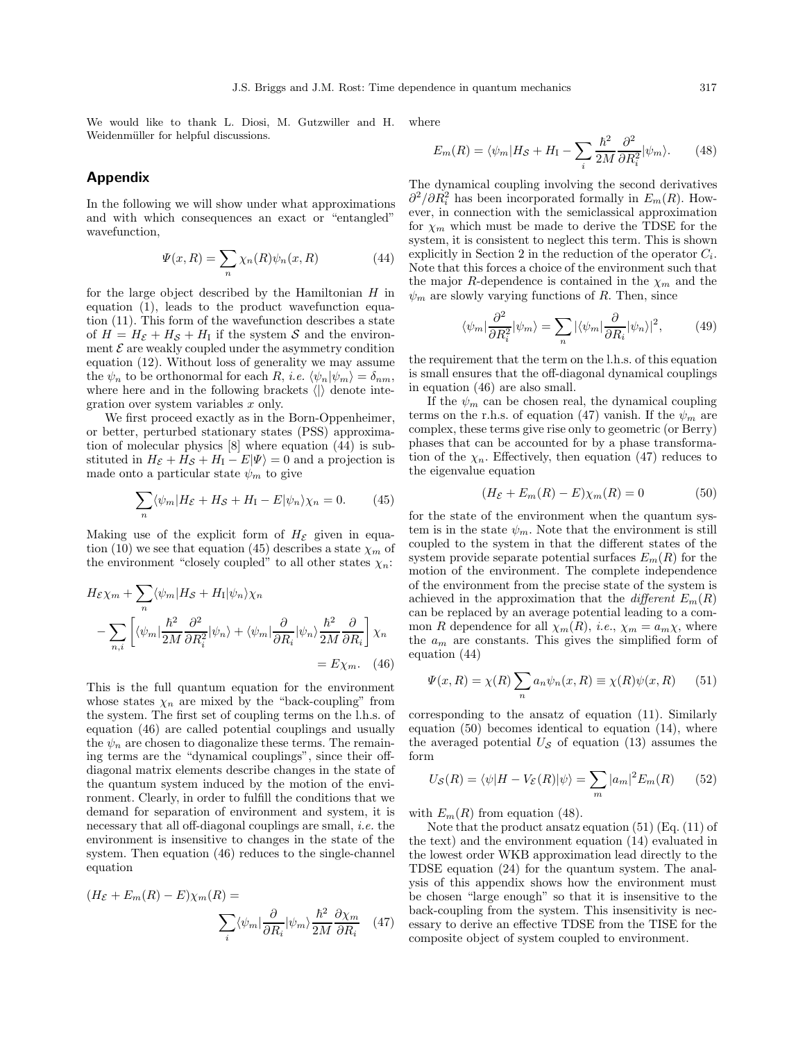We would like to thank L. Diosi, M. Gutzwiller and H. Weidenmüller for helpful discussions.

## Appendix

In the following we will show under what approximations and with which consequences an exact or "entangled" wavefunction,

$$\Psi(x, R) = \sum_n \chi_n(R)\psi_n(x, R) \tag{44}$$

for the large object described by the Hamiltonian $H$ in equation (1), leads to the product wavefunction equation (11). This form of the wavefunction describes a state of $H = H_\mathcal{E} + H_\mathcal{S} + H_\mathrm{I}$ if the system $\mathcal{S}$ and the environment $\mathcal{E}$ are weakly coupled under the asymmetry condition equation (12). Without loss of generality we may assume the $\psi_n$ to be orthonormal for each $R$, *i.e.* $\langle\psi_n|\psi_m\rangle = \delta_{nm}$, where here and in the following brackets $\langle|\rangle$ denote integration over system variables $x$ only.

We first proceed exactly as in the Born-Oppenheimer, or better, perturbed stationary states (PSS) approximation of molecular physics [8] where equation (44) is substituted in $H_\mathcal{E} + H_\mathcal{S} + H_\mathrm{I} - E|\Psi\rangle = 0$ and a projection is made onto a particular state $\psi_m$ to give

$$\sum_n \langle\psi_m|H_\mathcal{E} + H_\mathcal{S} + H_\mathrm{I} - E|\psi_n\rangle\chi_n = 0. \tag{45}$$

Making use of the explicit form of $H_\mathcal{E}$ given in equation (10) we see that equation (45) describes a state $\chi_m$ of the environment "closely coupled" to all other states $\chi_n$:

$$H_\mathcal{E}\chi_m + \sum_n \langle\psi_m|H_\mathcal{S} + H_\mathrm{I}|\psi_n\rangle\chi_n - \sum_{n,i}\left[\langle\psi_m|\frac{\hbar^2}{2M}\frac{\partial^2}{\partial R_i^2}|\psi_n\rangle + \langle\psi_m|\frac{\partial}{\partial R_i}|\psi_n\rangle\frac{\hbar^2}{2M}\frac{\partial}{\partial R_i}\right]\chi_n = E\chi_m. \tag{46}$$

This is the full quantum equation for the environment whose states $\chi_n$ are mixed by the "back-coupling" from the system. The first set of coupling terms on the l.h.s. of equation (46) are called potential couplings and usually the $\psi_n$ are chosen to diagonalize these terms. The remaining terms are the "dynamical couplings", since their off-diagonal matrix elements describe changes in the state of the quantum system induced by the motion of the environment. Clearly, in order to fulfill the conditions that we demand for separation of environment and system, it is necessary that all off-diagonal couplings are small, *i.e.* the environment is insensitive to changes in the state of the system. Then equation (46) reduces to the single-channel equation

$$(H_\mathcal{E} + E_m(R) - E)\chi_m(R) = \sum_i \langle\psi_m|\frac{\partial}{\partial R_i}|\psi_m\rangle\frac{\hbar^2}{2M}\frac{\partial\chi_m}{\partial R_i} \tag{47}$$

where

$$E_m(R) = \langle\psi_m|H_\mathcal{S} + H_\mathrm{I} - \sum_i \frac{\hbar^2}{2M}\frac{\partial^2}{\partial R_i^2}|\psi_m\rangle. \tag{48}$$

The dynamical coupling involving the second derivatives $\partial^2/\partial R_i^2$ has been incorporated formally in $E_m(R)$. However, in connection with the semiclassical approximation for $\chi_m$ which must be made to derive the TDSE for the system, it is consistent to neglect this term. This is shown explicitly in Section 2 in the reduction of the operator $C_i$. Note that this forces a choice of the environment such that the major $R$-dependence is contained in the $\chi_m$ and the $\psi_m$ are slowly varying functions of $R$. Then, since

$$\langle\psi_m|\frac{\partial^2}{\partial R_i^2}|\psi_m\rangle = \sum_n |\langle\psi_m|\frac{\partial}{\partial R_i}|\psi_n\rangle|^2, \tag{49}$$

the requirement that the term on the l.h.s. of this equation is small ensures that the off-diagonal dynamical couplings in equation (46) are also small.

If the $\psi_m$ can be chosen real, the dynamical coupling terms on the r.h.s. of equation (47) vanish. If the $\psi_m$ are complex, these terms give rise only to geometric (or Berry) phases that can be accounted for by a phase transformation of the $\chi_n$. Effectively, then equation (47) reduces to the eigenvalue equation

$$(H_\mathcal{E} + E_m(R) - E)\chi_m(R) = 0 \tag{50}$$

for the state of the environment when the quantum system is in the state $\psi_m$. Note that the environment is still coupled to the system in that the different states of the system provide separate potential surfaces $E_m(R)$ for the motion of the environment. The complete independence of the environment from the precise state of the system is achieved in the approximation that the *different* $E_m(R)$ can be replaced by an average potential leading to a common $R$ dependence for all $\chi_m(R)$, *i.e.*, $\chi_m = a_m\chi$, where the $a_m$ are constants. This gives the simplified form of equation (44)

$$\Psi(x, R) = \chi(R)\sum_n a_n\psi_n(x, R) \equiv \chi(R)\psi(x, R) \tag{51}$$

corresponding to the ansatz of equation (11). Similarly equation (50) becomes identical to equation (14), where the averaged potential $U_\mathcal{S}$ of equation (13) assumes the form

$$U_\mathcal{S}(R) = \langle\psi|H - V_\mathcal{E}(R)|\psi\rangle = \sum_m |a_m|^2 E_m(R) \tag{52}$$

with $E_m(R)$ from equation (48).

Note that the product ansatz equation (51) (Eq. (11) of the text) and the environment equation (14) evaluated in the lowest order WKB approximation lead directly to the TDSE equation (24) for the quantum system. The analysis of this appendix shows how the environment must be chosen "large enough" so that it is insensitive to the back-coupling from the system. This insensitivity is necessary to derive an effective TDSE from the TISE for the composite object of system coupled to environment.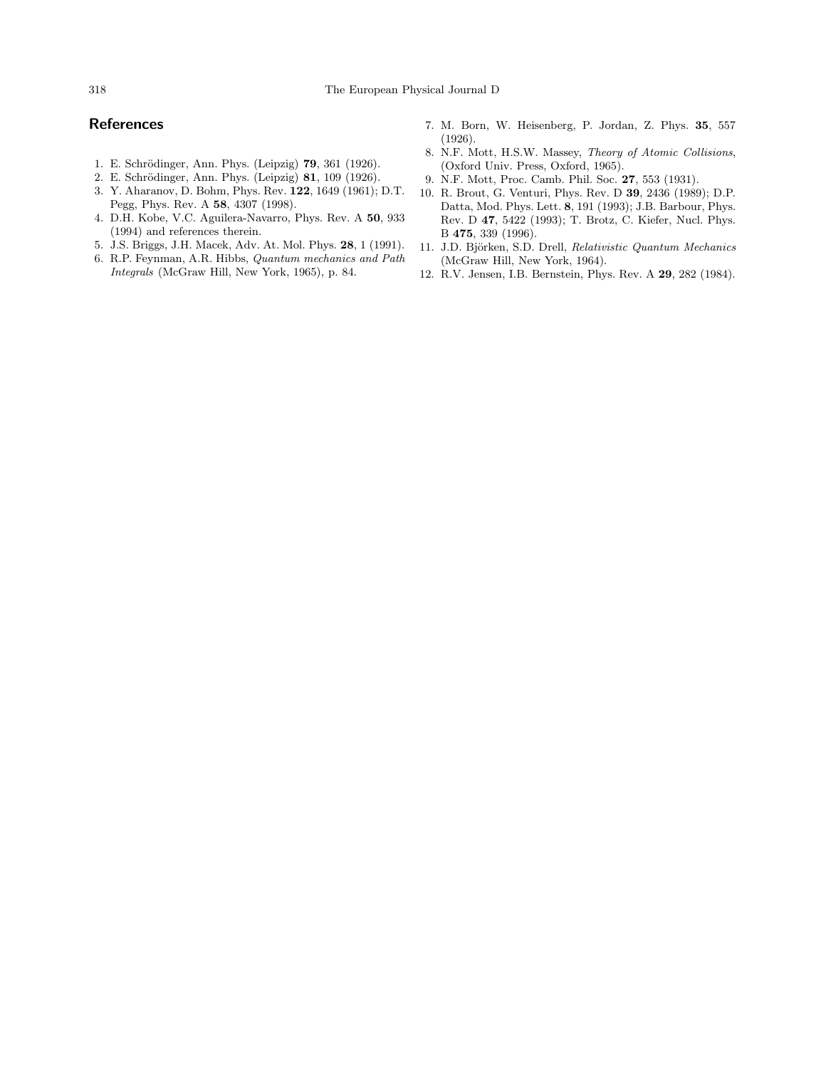## References

1. E. Schrödinger, Ann. Phys. (Leipzig) **79**, 361 (1926).
2. E. Schrödinger, Ann. Phys. (Leipzig) **81**, 109 (1926).
3. Y. Aharanov, D. Bohm, Phys. Rev. **122**, 1649 (1961); D.T. Pegg, Phys. Rev. A **58**, 4307 (1998).
4. D.H. Kobe, V.C. Aguilera-Navarro, Phys. Rev. A **50**, 933 (1994) and references therein.
5. J.S. Briggs, J.H. Macek, Adv. At. Mol. Phys. **28**, 1 (1991).
6. R.P. Feynman, A.R. Hibbs, *Quantum mechanics and Path Integrals* (McGraw Hill, New York, 1965), p. 84.
7. M. Born, W. Heisenberg, P. Jordan, Z. Phys. **35**, 557 (1926).
8. N.F. Mott, H.S.W. Massey, *Theory of Atomic Collisions*, (Oxford Univ. Press, Oxford, 1965).
9. N.F. Mott, Proc. Camb. Phil. Soc. **27**, 553 (1931).
10. R. Brout, G. Venturi, Phys. Rev. D **39**, 2436 (1989); D.P. Datta, Mod. Phys. Lett. **8**, 191 (1993); J.B. Barbour, Phys. Rev. D **47**, 5422 (1993); T. Brotz, C. Kiefer, Nucl. Phys. B **475**, 339 (1996).
11. J.D. Björken, S.D. Drell, *Relativistic Quantum Mechanics* (McGraw Hill, New York, 1964).
12. R.V. Jensen, I.B. Bernstein, Phys. Rev. A **29**, 282 (1984).